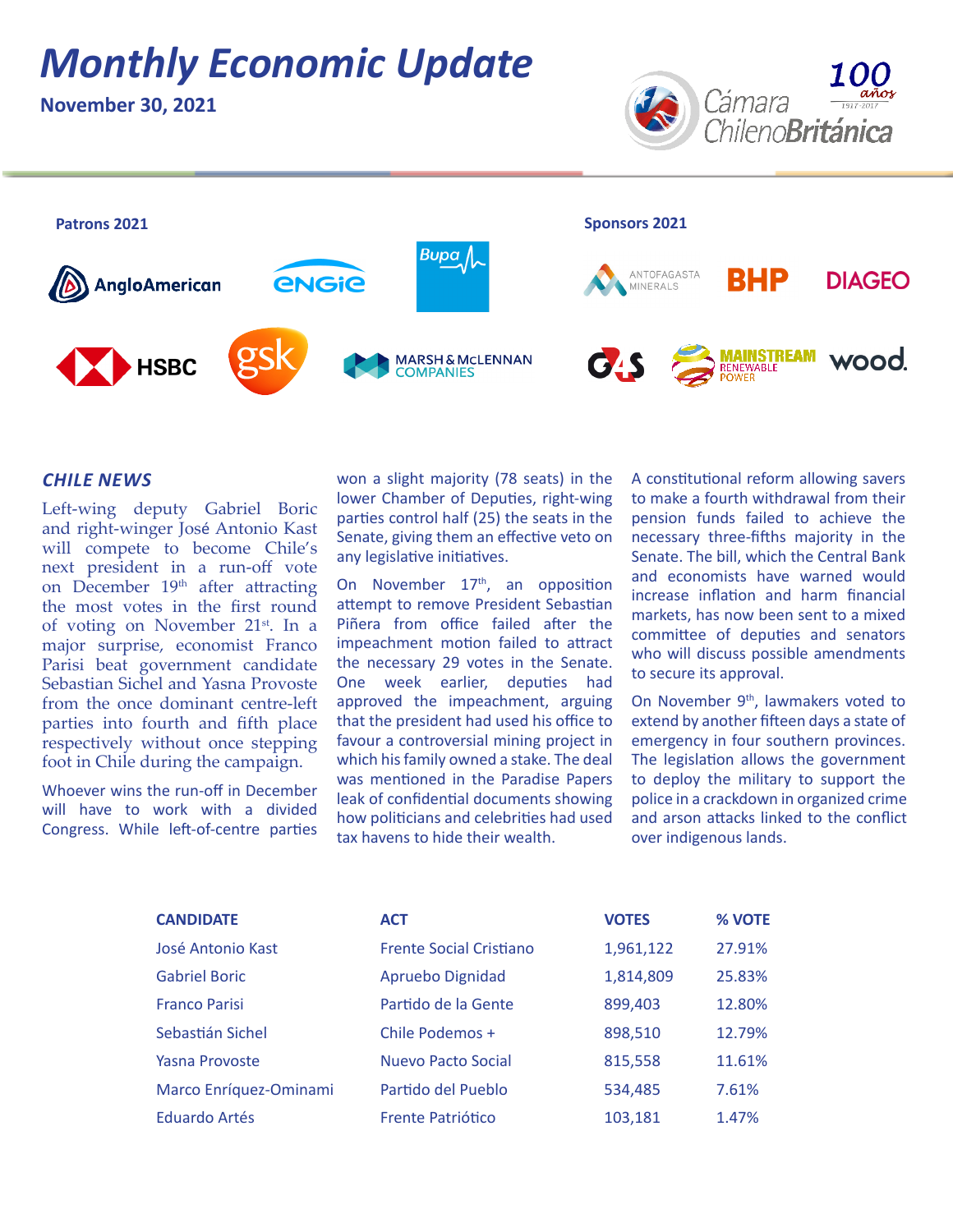# Monthly Economic Update

**November 30, 2021**

Cámara ChilenoBritánica — 100 años 1917-2017

**Patrons 2021**

AngloAmerican, ENGIE, Bupa, HSBC, gsk, Marsh & McLennan Companies

**Sponsors 2021**

Antofagasta Minerals, BHP, DIAGEO, G4S, Mainstream Renewable Power, wood.

## *CHILE NEWS*

Left-wing deputy Gabriel Boric and right-winger José Antonio Kast will compete to become Chile's next president in a run-off vote on December 19th after attracting the most votes in the first round of voting on November 21st. In a major surprise, economist Franco Parisi beat government candidate Sebastian Sichel and Yasna Provoste from the once dominant centre-left parties into fourth and fifth place respectively without once stepping foot in Chile during the campaign.

Whoever wins the run-off in December will have to work with a divided Congress. While left-of-centre parties won a slight majority (78 seats) in the lower Chamber of Deputies, right-wing parties control half (25) the seats in the Senate, giving them an effective veto on any legislative initiatives.

On November 17th, an opposition attempt to remove President Sebastian Piñera from office failed after the impeachment motion failed to attract the necessary 29 votes in the Senate. One week earlier, deputies had approved the impeachment, arguing that the president had used his office to favour a controversial mining project in which his family owned a stake. The deal was mentioned in the Paradise Papers leak of confidential documents showing how politicians and celebrities had used tax havens to hide their wealth.

A constitutional reform allowing savers to make a fourth withdrawal from their pension funds failed to achieve the necessary three-fifths majority in the Senate. The bill, which the Central Bank and economists have warned would increase inflation and harm financial markets, has now been sent to a mixed committee of deputies and senators who will discuss possible amendments to secure its approval.

On November 9th, lawmakers voted to extend by another fifteen days a state of emergency in four southern provinces. The legislation allows the government to deploy the military to support the police in a crackdown in organized crime and arson attacks linked to the conflict over indigenous lands.

| CANDIDATE | ACT | VOTES | % VOTE |
|---|---|---|---|
| José Antonio Kast | Frente Social Cristiano | 1,961,122 | 27.91% |
| Gabriel Boric | Apruebo Dignidad | 1,814,809 | 25.83% |
| Franco Parisi | Partido de la Gente | 899,403 | 12.80% |
| Sebastián Sichel | Chile Podemos + | 898,510 | 12.79% |
| Yasna Provoste | Nuevo Pacto Social | 815,558 | 11.61% |
| Marco Enríquez-Ominami | Partido del Pueblo | 534,485 | 7.61% |
| Eduardo Artés | Frente Patriótico | 103,181 | 1.47% |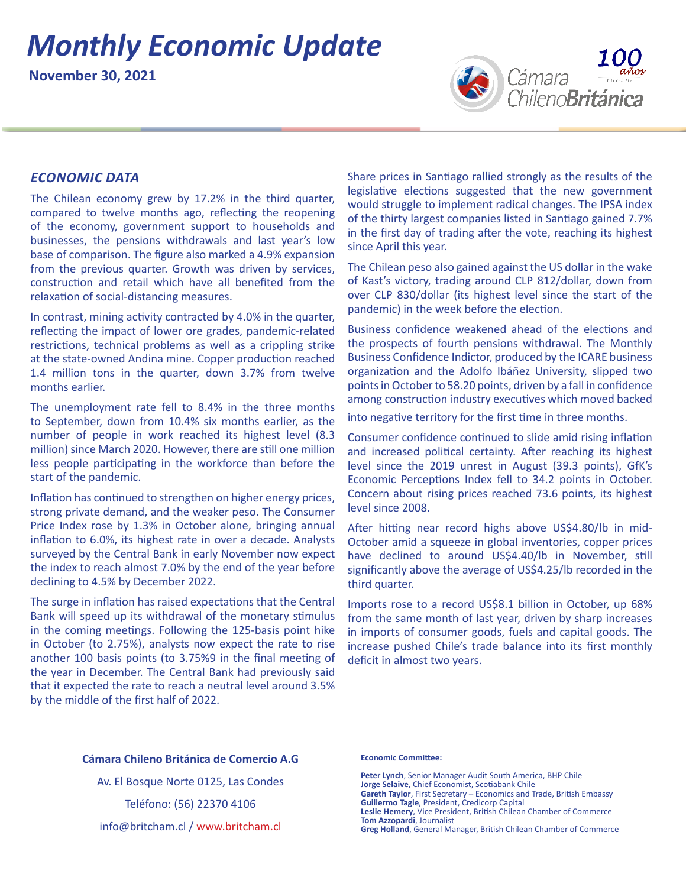# Monthly Economic Update

**November 30, 2021**

## *ECONOMIC DATA*

The Chilean economy grew by 17.2% in the third quarter, compared to twelve months ago, reflecting the reopening of the economy, government support to households and businesses, the pensions withdrawals and last year's low base of comparison. The figure also marked a 4.9% expansion from the previous quarter. Growth was driven by services, construction and retail which have all benefited from the relaxation of social-distancing measures.

In contrast, mining activity contracted by 4.0% in the quarter, reflecting the impact of lower ore grades, pandemic-related restrictions, technical problems as well as a crippling strike at the state-owned Andina mine. Copper production reached 1.4 million tons in the quarter, down 3.7% from twelve months earlier.

The unemployment rate fell to 8.4% in the three months to September, down from 10.4% six months earlier, as the number of people in work reached its highest level (8.3 million) since March 2020. However, there are still one million less people participating in the workforce than before the start of the pandemic.

Inflation has continued to strengthen on higher energy prices, strong private demand, and the weaker peso. The Consumer Price Index rose by 1.3% in October alone, bringing annual inflation to 6.0%, its highest rate in over a decade. Analysts surveyed by the Central Bank in early November now expect the index to reach almost 7.0% by the end of the year before declining to 4.5% by December 2022.

The surge in inflation has raised expectations that the Central Bank will speed up its withdrawal of the monetary stimulus in the coming meetings. Following the 125-basis point hike in October (to 2.75%), analysts now expect the rate to rise another 100 basis points (to 3.75%9 in the final meeting of the year in December. The Central Bank had previously said that it expected the rate to reach a neutral level around 3.5% by the middle of the first half of 2022.

Share prices in Santiago rallied strongly as the results of the legislative elections suggested that the new government would struggle to implement radical changes. The IPSA index of the thirty largest companies listed in Santiago gained 7.7% in the first day of trading after the vote, reaching its highest since April this year.

The Chilean peso also gained against the US dollar in the wake of Kast's victory, trading around CLP 812/dollar, down from over CLP 830/dollar (its highest level since the start of the pandemic) in the week before the election.

Business confidence weakened ahead of the elections and the prospects of fourth pensions withdrawal. The Monthly Business Confidence Indictor, produced by the ICARE business organization and the Adolfo Ibáñez University, slipped two points in October to 58.20 points, driven by a fall in confidence among construction industry executives which moved backed into negative territory for the first time in three months.

Consumer confidence continued to slide amid rising inflation and increased political certainty. After reaching its highest level since the 2019 unrest in August (39.3 points), GfK's Economic Perceptions Index fell to 34.2 points in October. Concern about rising prices reached 73.6 points, its highest level since 2008.

After hitting near record highs above US$4.80/lb in mid-October amid a squeeze in global inventories, copper prices have declined to around US$4.40/lb in November, still significantly above the average of US$4.25/lb recorded in the third quarter.

Imports rose to a record US$8.1 billion in October, up 68% from the same month of last year, driven by sharp increases in imports of consumer goods, fuels and capital goods. The increase pushed Chile's trade balance into its first monthly deficit in almost two years.

**Cámara Chileno Británica de Comercio A.G**

Av. El Bosque Norte 0125, Las Condes

Teléfono: (56) 22370 4106

info@britcham.cl / www.britcham.cl

**Economic Committee:**

**Peter Lynch**, Senior Manager Audit South America, BHP Chile
**Jorge Selaive**, Chief Economist, Scotiabank Chile
**Gareth Taylor**, First Secretary – Economics and Trade, British Embassy
**Guillermo Tagle**, President, Credicorp Capital
**Leslie Hemery**, Vice President, British Chilean Chamber of Commerce
**Tom Azzopardi**, Journalist
**Greg Holland**, General Manager, British Chilean Chamber of Commerce